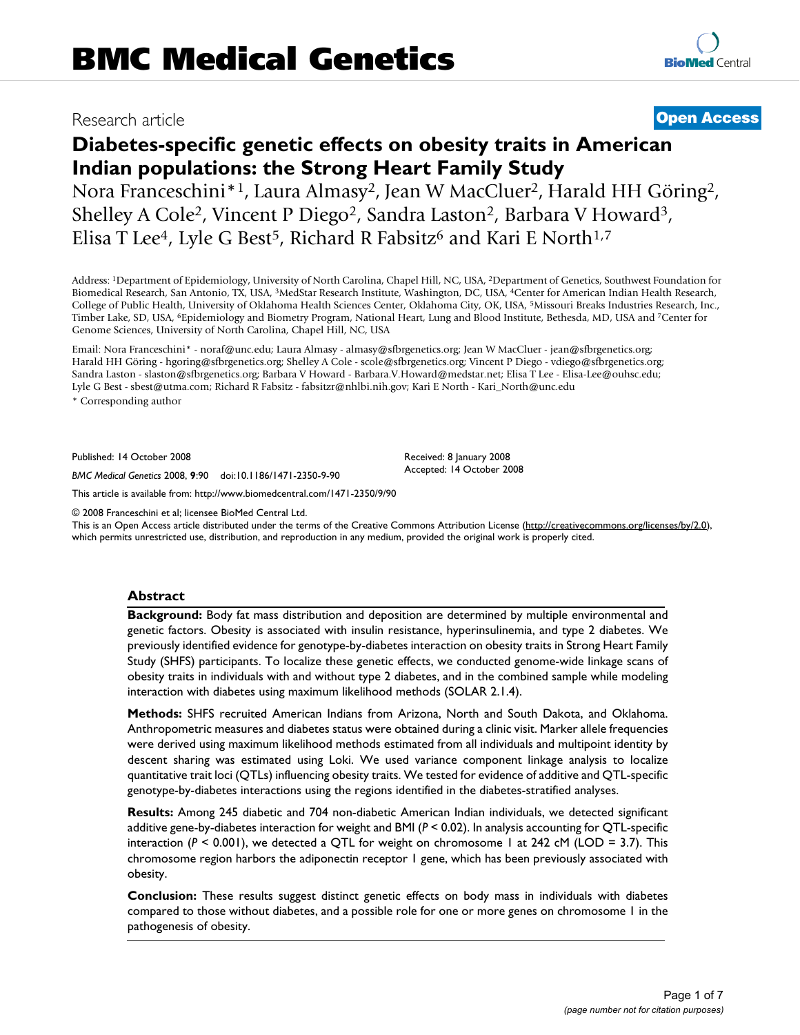Research article

**Open Access**

# Diabetes-specific genetic effects on obesity traits in American Indian populations: the Strong Heart Family Study

Nora Franceschini*[1], Laura Almasy[2], Jean W MacCluer[2], Harald HH Göring[2], Shelley A Cole[2], Vincent P Diego[2], Sandra Laston[2], Barbara V Howard[3], Elisa T Lee[4], Lyle G Best[5], Richard R Fabsitz[6] and Kari E North[1,7]

Address: [1]Department of Epidemiology, University of North Carolina, Chapel Hill, NC, USA, [2]Department of Genetics, Southwest Foundation for Biomedical Research, San Antonio, TX, USA, [3]MedStar Research Institute, Washington, DC, USA, [4]Center for American Indian Health Research, College of Public Health, University of Oklahoma Health Sciences Center, Oklahoma City, OK, USA, [5]Missouri Breaks Industries Research, Inc., Timber Lake, SD, USA, [6]Epidemiology and Biometry Program, National Heart, Lung and Blood Institute, Bethesda, MD, USA and [7]Center for Genome Sciences, University of North Carolina, Chapel Hill, NC, USA

Email: Nora Franceschini* - noraf@unc.edu; Laura Almasy - almasy@sfbrgenetics.org; Jean W MacCluer - jean@sfbrgenetics.org; Harald HH Göring - hgoring@sfbrgenetics.org; Shelley A Cole - scole@sfbrgenetics.org; Vincent P Diego - vdiego@sfbrgenetics.org; Sandra Laston - slaston@sfbrgenetics.org; Barbara V Howard - Barbara.V.Howard@medstar.net; Elisa T Lee - Elisa-Lee@ouhsc.edu; Lyle G Best - sbest@utma.com; Richard R Fabsitz - fabsitzr@nhlbi.nih.gov; Kari E North - Kari_North@unc.edu

* Corresponding author

Published: 14 October 2008

*BMC Medical Genetics* 2008, **9**:90 doi:10.1186/1471-2350-9-90

Received: 8 January 2008
Accepted: 14 October 2008

This article is available from: http://www.biomedcentral.com/1471-2350/9/90

© 2008 Franceschini et al; licensee BioMed Central Ltd.
This is an Open Access article distributed under the terms of the Creative Commons Attribution License (http://creativecommons.org/licenses/by/2.0), which permits unrestricted use, distribution, and reproduction in any medium, provided the original work is properly cited.

## Abstract

**Background:** Body fat mass distribution and deposition are determined by multiple environmental and genetic factors. Obesity is associated with insulin resistance, hyperinsulinemia, and type 2 diabetes. We previously identified evidence for genotype-by-diabetes interaction on obesity traits in Strong Heart Family Study (SHFS) participants. To localize these genetic effects, we conducted genome-wide linkage scans of obesity traits in individuals with and without type 2 diabetes, and in the combined sample while modeling interaction with diabetes using maximum likelihood methods (SOLAR 2.1.4).

**Methods:** SHFS recruited American Indians from Arizona, North and South Dakota, and Oklahoma. Anthropometric measures and diabetes status were obtained during a clinic visit. Marker allele frequencies were derived using maximum likelihood methods estimated from all individuals and multipoint identity by descent sharing was estimated using Loki. We used variance component linkage analysis to localize quantitative trait loci (QTLs) influencing obesity traits. We tested for evidence of additive and QTL-specific genotype-by-diabetes interactions using the regions identified in the diabetes-stratified analyses.

**Results:** Among 245 diabetic and 704 non-diabetic American Indian individuals, we detected significant additive gene-by-diabetes interaction for weight and BMI ($P < 0.02$). In analysis accounting for QTL-specific interaction ($P < 0.001$), we detected a QTL for weight on chromosome 1 at 242 cM (LOD = 3.7). This chromosome region harbors the adiponectin receptor 1 gene, which has been previously associated with obesity.

**Conclusion:** These results suggest distinct genetic effects on body mass in individuals with diabetes compared to those without diabetes, and a possible role for one or more genes on chromosome 1 in the pathogenesis of obesity.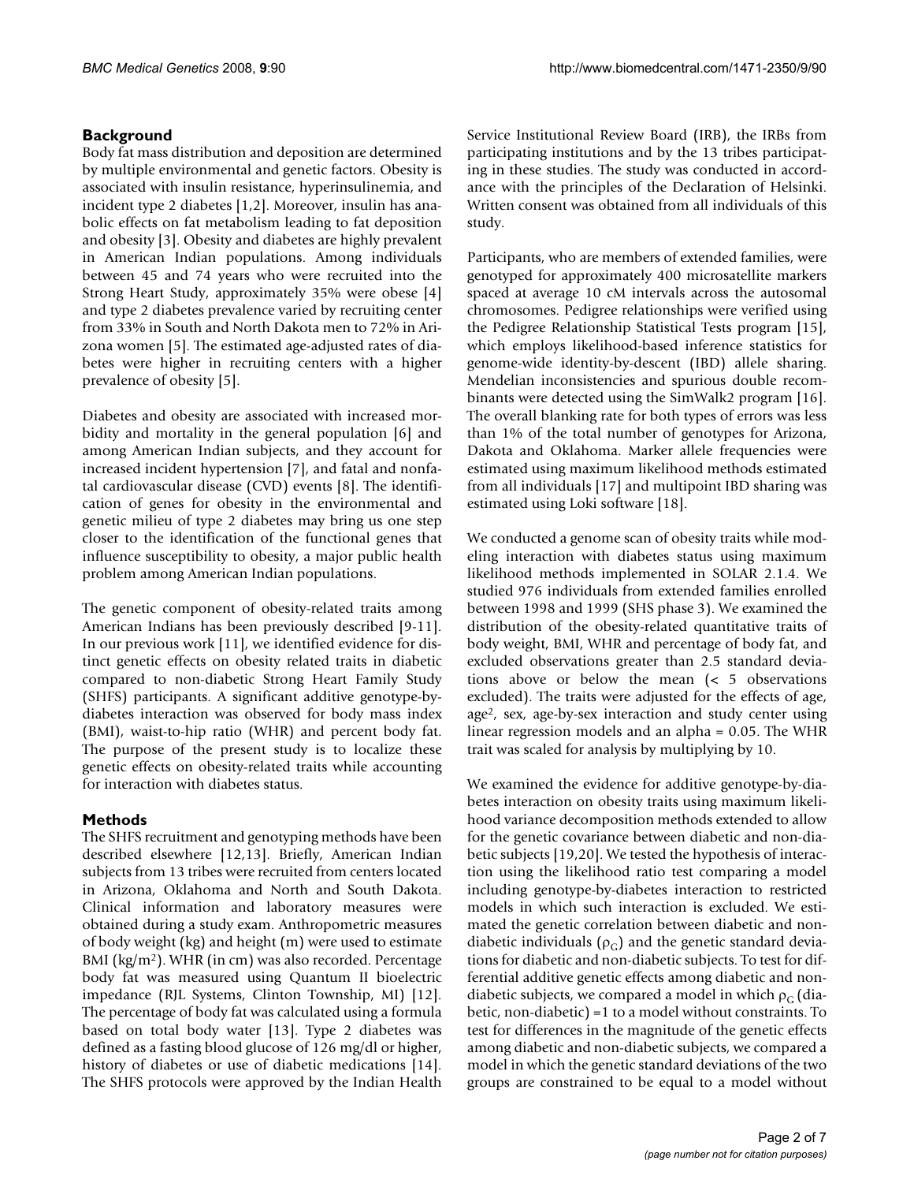## Background

Body fat mass distribution and deposition are determined by multiple environmental and genetic factors. Obesity is associated with insulin resistance, hyperinsulinemia, and incident type 2 diabetes [1,2]. Moreover, insulin has anabolic effects on fat metabolism leading to fat deposition and obesity [3]. Obesity and diabetes are highly prevalent in American Indian populations. Among individuals between 45 and 74 years who were recruited into the Strong Heart Study, approximately 35% were obese [4] and type 2 diabetes prevalence varied by recruiting center from 33% in South and North Dakota men to 72% in Arizona women [5]. The estimated age-adjusted rates of diabetes were higher in recruiting centers with a higher prevalence of obesity [5].

Diabetes and obesity are associated with increased morbidity and mortality in the general population [6] and among American Indian subjects, and they account for increased incident hypertension [7], and fatal and nonfatal cardiovascular disease (CVD) events [8]. The identification of genes for obesity in the environmental and genetic milieu of type 2 diabetes may bring us one step closer to the identification of the functional genes that influence susceptibility to obesity, a major public health problem among American Indian populations.

The genetic component of obesity-related traits among American Indians has been previously described [9-11]. In our previous work [11], we identified evidence for distinct genetic effects on obesity related traits in diabetic compared to non-diabetic Strong Heart Family Study (SHFS) participants. A significant additive genotype-by-diabetes interaction was observed for body mass index (BMI), waist-to-hip ratio (WHR) and percent body fat. The purpose of the present study is to localize these genetic effects on obesity-related traits while accounting for interaction with diabetes status.

## Methods

The SHFS recruitment and genotyping methods have been described elsewhere [12,13]. Briefly, American Indian subjects from 13 tribes were recruited from centers located in Arizona, Oklahoma and North and South Dakota. Clinical information and laboratory measures were obtained during a study exam. Anthropometric measures of body weight (kg) and height (m) were used to estimate BMI (kg/$m^2$). WHR (in cm) was also recorded. Percentage body fat was measured using Quantum II bioelectric impedance (RJL Systems, Clinton Township, MI) [12]. The percentage of body fat was calculated using a formula based on total body water [13]. Type 2 diabetes was defined as a fasting blood glucose of 126 mg/dl or higher, history of diabetes or use of diabetic medications [14]. The SHFS protocols were approved by the Indian Health Service Institutional Review Board (IRB), the IRBs from participating institutions and by the 13 tribes participating in these studies. The study was conducted in accordance with the principles of the Declaration of Helsinki. Written consent was obtained from all individuals of this study.

Participants, who are members of extended families, were genotyped for approximately 400 microsatellite markers spaced at average 10 cM intervals across the autosomal chromosomes. Pedigree relationships were verified using the Pedigree Relationship Statistical Tests program [15], which employs likelihood-based inference statistics for genome-wide identity-by-descent (IBD) allele sharing. Mendelian inconsistencies and spurious double recombinants were detected using the SimWalk2 program [16]. The overall blanking rate for both types of errors was less than 1% of the total number of genotypes for Arizona, Dakota and Oklahoma. Marker allele frequencies were estimated using maximum likelihood methods estimated from all individuals [17] and multipoint IBD sharing was estimated using Loki software [18].

We conducted a genome scan of obesity traits while modeling interaction with diabetes status using maximum likelihood methods implemented in SOLAR 2.1.4. We studied 976 individuals from extended families enrolled between 1998 and 1999 (SHS phase 3). We examined the distribution of the obesity-related quantitative traits of body weight, BMI, WHR and percentage of body fat, and excluded observations greater than 2.5 standard deviations above or below the mean (< 5 observations excluded). The traits were adjusted for the effects of age, $age^2$, sex, age-by-sex interaction and study center using linear regression models and an alpha = 0.05. The WHR trait was scaled for analysis by multiplying by 10.

We examined the evidence for additive genotype-by-diabetes interaction on obesity traits using maximum likelihood variance decomposition methods extended to allow for the genetic covariance between diabetic and non-diabetic subjects [19,20]. We tested the hypothesis of interaction using the likelihood ratio test comparing a model including genotype-by-diabetes interaction to restricted models in which such interaction is excluded. We estimated the genetic correlation between diabetic and non-diabetic individuals ($\rho_G$) and the genetic standard deviations for diabetic and non-diabetic subjects. To test for differential additive genetic effects among diabetic and non-diabetic subjects, we compared a model in which $\rho_G$ (diabetic, non-diabetic) =1 to a model without constraints. To test for differences in the magnitude of the genetic effects among diabetic and non-diabetic subjects, we compared a model in which the genetic standard deviations of the two groups are constrained to be equal to a model without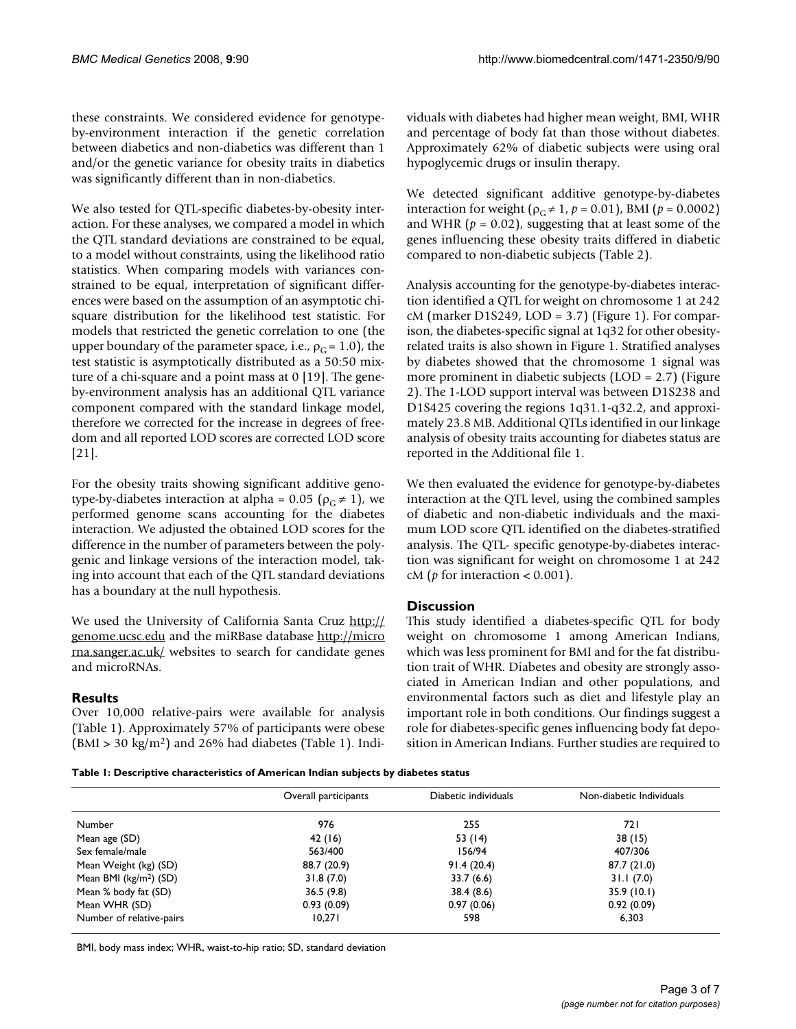these constraints. We considered evidence for genotype-by-environment interaction if the genetic correlation between diabetics and non-diabetics was different than 1 and/or the genetic variance for obesity traits in diabetics was significantly different than in non-diabetics.

We also tested for QTL-specific diabetes-by-obesity interaction. For these analyses, we compared a model in which the QTL standard deviations are constrained to be equal, to a model without constraints, using the likelihood ratio statistics. When comparing models with variances constrained to be equal, interpretation of significant differences were based on the assumption of an asymptotic chi-square distribution for the likelihood test statistic. For models that restricted the genetic correlation to one (the upper boundary of the parameter space, i.e., $\rho_G = 1.0$), the test statistic is asymptotically distributed as a 50:50 mixture of a chi-square and a point mass at 0 [19]. The gene-by-environment analysis has an additional QTL variance component compared with the standard linkage model, therefore we corrected for the increase in degrees of freedom and all reported LOD scores are corrected LOD score [21].

For the obesity traits showing significant additive genotype-by-diabetes interaction at alpha = 0.05 ($\rho_G \neq 1$), we performed genome scans accounting for the diabetes interaction. We adjusted the obtained LOD scores for the difference in the number of parameters between the polygenic and linkage versions of the interaction model, taking into account that each of the QTL standard deviations has a boundary at the null hypothesis.

We used the University of California Santa Cruz http://genome.ucsc.edu and the miRBase database http://microrna.sanger.ac.uk/ websites to search for candidate genes and microRNAs.

## Results

Over 10,000 relative-pairs were available for analysis (Table 1). Approximately 57% of participants were obese (BMI > 30 kg/m$^2$) and 26% had diabetes (Table 1). Individuals with diabetes had higher mean weight, BMI, WHR and percentage of body fat than those without diabetes. Approximately 62% of diabetic subjects were using oral hypoglycemic drugs or insulin therapy.

We detected significant additive genotype-by-diabetes interaction for weight ($\rho_G \neq 1$, $p = 0.01$), BMI ($p = 0.0002$) and WHR ($p = 0.02$), suggesting that at least some of the genes influencing these obesity traits differed in diabetic compared to non-diabetic subjects (Table 2).

Analysis accounting for the genotype-by-diabetes interaction identified a QTL for weight on chromosome 1 at 242 cM (marker D1S249, LOD = 3.7) (Figure 1). For comparison, the diabetes-specific signal at 1q32 for other obesity-related traits is also shown in Figure 1. Stratified analyses by diabetes showed that the chromosome 1 signal was more prominent in diabetic subjects (LOD = 2.7) (Figure 2). The 1-LOD support interval was between D1S238 and D1S425 covering the regions 1q31.1-q32.2, and approximately 23.8 MB. Additional QTLs identified in our linkage analysis of obesity traits accounting for diabetes status are reported in the Additional file 1.

We then evaluated the evidence for genotype-by-diabetes interaction at the QTL level, using the combined samples of diabetic and non-diabetic individuals and the maximum LOD score QTL identified on the diabetes-stratified analysis. The QTL- specific genotype-by-diabetes interaction was significant for weight on chromosome 1 at 242 cM ($p$ for interaction < 0.001).

## Discussion

This study identified a diabetes-specific QTL for body weight on chromosome 1 among American Indians, which was less prominent for BMI and for the fat distribution trait of WHR. Diabetes and obesity are strongly associated in American Indian and other populations, and environmental factors such as diet and lifestyle play an important role in both conditions. Our findings suggest a role for diabetes-specific genes influencing body fat deposition in American Indians. Further studies are required to

**Table 1: Descriptive characteristics of American Indian subjects by diabetes status**

| | Overall participants | Diabetic individuals | Non-diabetic Individuals |
|---|---|---|---|
| Number | 976 | 255 | 721 |
| Mean age (SD) | 42 (16) | 53 (14) | 38 (15) |
| Sex female/male | 563/400 | 156/94 | 407/306 |
| Mean Weight (kg) (SD) | 88.7 (20.9) | 91.4 (20.4) | 87.7 (21.0) |
| Mean BMI (kg/m$^2$) (SD) | 31.8 (7.0) | 33.7 (6.6) | 31.1 (7.0) |
| Mean % body fat (SD) | 36.5 (9.8) | 38.4 (8.6) | 35.9 (10.1) |
| Mean WHR (SD) | 0.93 (0.09) | 0.97 (0.06) | 0.92 (0.09) |
| Number of relative-pairs | 10,271 | 598 | 6,303 |

BMI, body mass index; WHR, waist-to-hip ratio; SD, standard deviation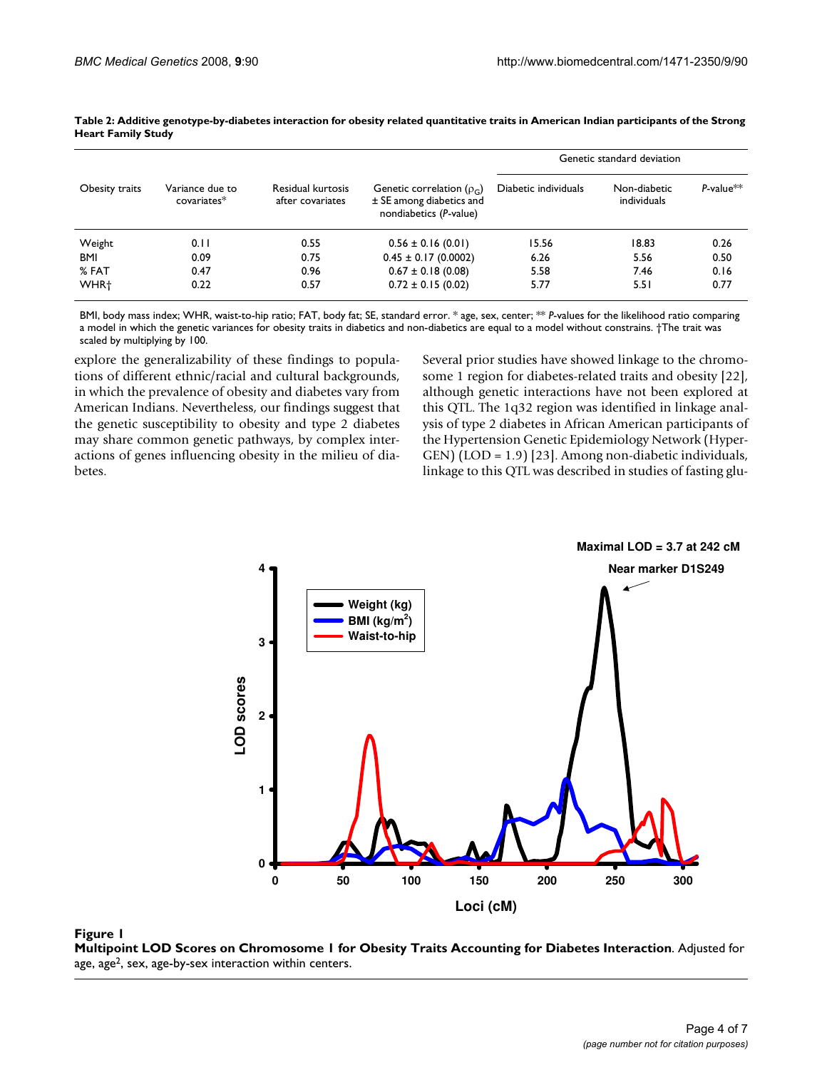**Table 2: Additive genotype-by-diabetes interaction for obesity related quantitative traits in American Indian participants of the Strong Heart Family Study**

| Obesity traits | Variance due to covariates* | Residual kurtosis after covariates | Genetic correlation ($\rho_G$) ± SE among diabetics and nondiabetics (*P*-value) | Genetic standard deviation | | |
|---|---|---|---|---|---|---|
| | | | | Diabetic individuals | Non-diabetic individuals | *P*-value** |
| Weight | 0.11 | 0.55 | 0.56 ± 0.16 (0.01) | 15.56 | 18.83 | 0.26 |
| BMI | 0.09 | 0.75 | 0.45 ± 0.17 (0.0002) | 6.26 | 5.56 | 0.50 |
| % FAT | 0.47 | 0.96 | 0.67 ± 0.18 (0.08) | 5.58 | 7.46 | 0.16 |
| WHR† | 0.22 | 0.57 | 0.72 ± 0.15 (0.02) | 5.77 | 5.51 | 0.77 |

BMI, body mass index; WHR, waist-to-hip ratio; FAT, body fat; SE, standard error. * age, sex, center; ** *P*-values for the likelihood ratio comparing a model in which the genetic variances for obesity traits in diabetics and non-diabetics are equal to a model without constrains. †The trait was scaled by multiplying by 100.

explore the generalizability of these findings to populations of different ethnic/racial and cultural backgrounds, in which the prevalence of obesity and diabetes vary from American Indians. Nevertheless, our findings suggest that the genetic susceptibility to obesity and type 2 diabetes may share common genetic pathways, by complex interactions of genes influencing obesity in the milieu of diabetes.

Several prior studies have showed linkage to the chromosome 1 region for diabetes-related traits and obesity [22], although genetic interactions have not been explored at this QTL. The 1q32 region was identified in linkage analysis of type 2 diabetes in African American participants of the Hypertension Genetic Epidemiology Network (HyperGEN) (LOD = 1.9) [23]. Among non-diabetic individuals, linkage to this QTL was described in studies of fasting glu-

**Figure 1**
**Multipoint LOD Scores on Chromosome 1 for Obesity Traits Accounting for Diabetes Interaction**. Adjusted for age, age$^2$, sex, age-by-sex interaction within centers.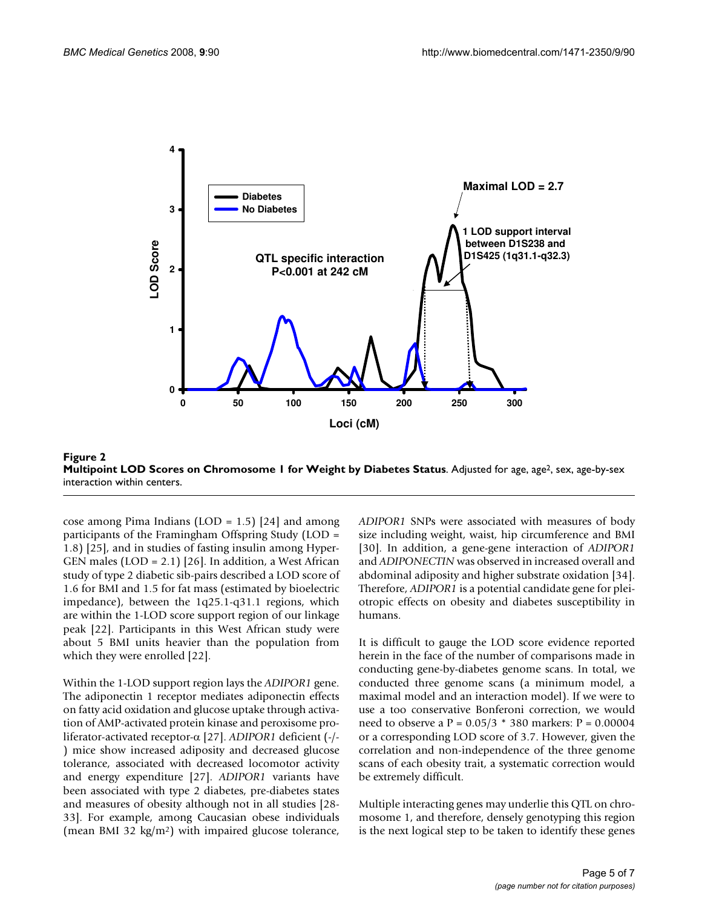**Figure 2**
**Multipoint LOD Scores on Chromosome 1 for Weight by Diabetes Status**. Adjusted for age, age$^2$, sex, age-by-sex interaction within centers.

cose among Pima Indians (LOD = 1.5) [24] and among participants of the Framingham Offspring Study (LOD = 1.8) [25], and in studies of fasting insulin among HyperGEN males (LOD = 2.1) [26]. In addition, a West African study of type 2 diabetic sib-pairs described a LOD score of 1.6 for BMI and 1.5 for fat mass (estimated by bioelectric impedance), between the 1q25.1-q31.1 regions, which are within the 1-LOD score support region of our linkage peak [22]. Participants in this West African study were about 5 BMI units heavier than the population from which they were enrolled [22].

Within the 1-LOD support region lays the *ADIPOR1* gene. The adiponectin 1 receptor mediates adiponectin effects on fatty acid oxidation and glucose uptake through activation of AMP-activated protein kinase and peroxisome proliferator-activated receptor-α [27]. *ADIPOR1* deficient (-/-) mice show increased adiposity and decreased glucose tolerance, associated with decreased locomotor activity and energy expenditure [27]. *ADIPOR1* variants have been associated with type 2 diabetes, pre-diabetes states and measures of obesity although not in all studies [28-33]. For example, among Caucasian obese individuals (mean BMI 32 kg/m$^2$) with impaired glucose tolerance, *ADIPOR1* SNPs were associated with measures of body size including weight, waist, hip circumference and BMI [30]. In addition, a gene-gene interaction of *ADIPOR1* and *ADIPONECTIN* was observed in increased overall and abdominal adiposity and higher substrate oxidation [34]. Therefore, *ADIPOR1* is a potential candidate gene for pleiotropic effects on obesity and diabetes susceptibility in humans.

It is difficult to gauge the LOD score evidence reported herein in the face of the number of comparisons made in conducting gene-by-diabetes genome scans. In total, we conducted three genome scans (a minimum model, a maximal model and an interaction model). If we were to use a too conservative Bonferoni correction, we would need to observe a $P = 0.05/3 * 380$ markers: $P = 0.00004$ or a corresponding LOD score of 3.7. However, given the correlation and non-independence of the three genome scans of each obesity trait, a systematic correction would be extremely difficult.

Multiple interacting genes may underlie this QTL on chromosome 1, and therefore, densely genotyping this region is the next logical step to be taken to identify these genes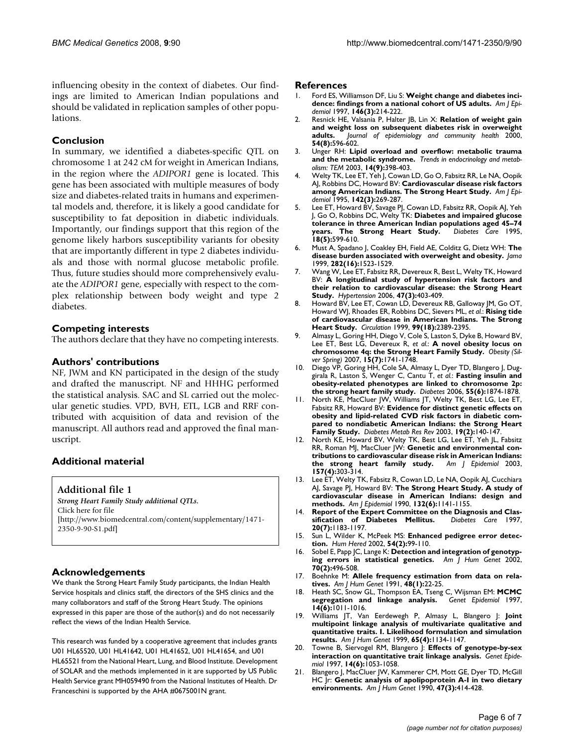influencing obesity in the context of diabetes. Our findings are limited to American Indian populations and should be validated in replication samples of other populations.

## Conclusion

In summary, we identified a diabetes-specific QTL on chromosome 1 at 242 cM for weight in American Indians, in the region where the *ADIPOR1* gene is located. This gene has been associated with multiple measures of body size and diabetes-related traits in humans and experimental models and, therefore, it is likely a good candidate for susceptibility to fat deposition in diabetic individuals. Importantly, our findings support that this region of the genome likely harbors susceptibility variants for obesity that are importantly different in type 2 diabetes individuals and those with normal glucose metabolic profile. Thus, future studies should more comprehensively evaluate the *ADIPOR1* gene, especially with respect to the complex relationship between body weight and type 2 diabetes.

## Competing interests

The authors declare that they have no competing interests.

## Authors' contributions

NF, JWM and KN participated in the design of the study and drafted the manuscript. NF and HHHG performed the statistical analysis. SAC and SL carried out the molecular genetic studies. VPD, BVH, ETL, LGB and RRF contributed with acquisition of data and revision of the manuscript. All authors read and approved the final manuscript.

## Additional material

**Additional file 1**
*Strong Heart Family Study additional QTLs.*
Click here for file
[http://www.biomedcentral.com/content/supplementary/1471-2350-9-90-S1.pdf]

## Acknowledgements

We thank the Strong Heart Family Study participants, the Indian Health Service hospitals and clinics staff, the directors of the SHS clinics and the many collaborators and staff of the Strong Heart Study. The opinions expressed in this paper are those of the author(s) and do not necessarily reflect the views of the Indian Health Service.

This research was funded by a cooperative agreement that includes grants U01 HL65520, U01 HL41642, U01 HL41652, U01 HL41654, and U01 HL65521 from the National Heart, Lung, and Blood Institute. Development of SOLAR and the methods implemented in it are supported by US Public Health Service grant MH059490 from the National Institutes of Health. Dr Franceschini is supported by the AHA #0675001N grant.

## References

1. Ford ES, Williamson DF, Liu S: **Weight change and diabetes incidence: findings from a national cohort of US adults.** *Am J Epidemiol* 1997, **146(3):**214-222.
2. Resnick HE, Valsania P, Halter JB, Lin X: **Relation of weight gain and weight loss on subsequent diabetes risk in overweight adults.** *Journal of epidemiology and community health* 2000, **54(8):**596-602.
3. Unger RH: **Lipid overload and overflow: metabolic trauma and the metabolic syndrome.** *Trends in endocrinology and metabolism: TEM* 2003, **14(9):**398-403.
4. Welty TK, Lee ET, Yeh J, Cowan LD, Go O, Fabsitz RR, Le NA, Oopik AJ, Robbins DC, Howard BV: **Cardiovascular disease risk factors among American Indians. The Strong Heart Study.** *Am J Epidemiol* 1995, **142(3):**269-287.
5. Lee ET, Howard BV, Savage PJ, Cowan LD, Fabsitz RR, Oopik AJ, Yeh J, Go O, Robbins DC, Welty TK: **Diabetes and impaired glucose tolerance in three American Indian populations aged 45–74 years. The Strong Heart Study.** *Diabetes Care* 1995, **18(5):**599-610.
6. Must A, Spadano J, Coakley EH, Field AE, Colditz G, Dietz WH: **The disease burden associated with overweight and obesity.** *Jama* 1999, **282(16):**1523-1529.
7. Wang W, Lee ET, Fabsitz RR, Devereux R, Best L, Welty TK, Howard BV: **A longitudinal study of hypertension risk factors and their relation to cardiovascular disease: the Strong Heart Study.** *Hypertension* 2006, **47(3):**403-409.
8. Howard BV, Lee ET, Cowan LD, Devereux RB, Galloway JM, Go OT, Howard WJ, Rhoades ER, Robbins DC, Sievers ML, *et al.*: **Rising tide of cardiovascular disease in American Indians. The Strong Heart Study.** *Circulation* 1999, **99(18):**2389-2395.
9. Almasy L, Goring HH, Diego V, Cole S, Laston S, Dyke B, Howard BV, Lee ET, Best LG, Devereux R, *et al.*: **A novel obesity locus on chromosome 4q: the Strong Heart Family Study.** *Obesity (Silver Spring)* 2007, **15(7):**1741-1748.
10. Diego VP, Goring HH, Cole SA, Almasy L, Dyer TD, Blangero J, Duggirala R, Laston S, Wenger C, Cantu T, *et al.*: **Fasting insulin and obesity-related phenotypes are linked to chromosome 2p: the strong heart family study.** *Diabetes* 2006, **55(6):**1874-1878.
11. North KE, MacCluer JW, Williams JT, Welty TK, Best LG, Lee ET, Fabsitz RR, Howard BV: **Evidence for distinct genetic effects on obesity and lipid-related CVD risk factors in diabetic compared to nondiabetic American Indians: the Strong Heart Family Study.** *Diabetes Metab Res Rev* 2003, **19(2):**140-147.
12. North KE, Howard BV, Welty TK, Best LG, Lee ET, Yeh JL, Fabsitz RR, Roman MJ, MacCluer JW: **Genetic and environmental contributions to cardiovascular disease risk in American Indians: the strong heart family study.** *Am J Epidemiol* 2003, **157(4):**303-314.
13. Lee ET, Welty TK, Fabsitz R, Cowan LD, Le NA, Oopik AJ, Cucchiara AJ, Savage PJ, Howard BV: **The Strong Heart Study. A study of cardiovascular disease in American Indians: design and methods.** *Am J Epidemiol* 1990, **132(6):**1141-1155.
14. **Report of the Expert Committee on the Diagnosis and Classification of Diabetes Mellitus.** *Diabetes Care* 1997, **20(7):**1183-1197.
15. Sun L, Wilder K, McPeek MS: **Enhanced pedigree error detection.** *Hum Hered* 2002, **54(2):**99-110.
16. Sobel E, Papp JC, Lange K: **Detection and integration of genotyping errors in statistical genetics.** *Am J Hum Genet* 2002, **70(2):**496-508.
17. Boehnke M: **Allele frequency estimation from data on relatives.** *Am J Hum Genet* 1991, **48(1):**22-25.
18. Heath SC, Snow GL, Thompson EA, Tseng C, Wijsman EM: **MCMC segregation and linkage analysis.** *Genet Epidemiol* 1997, **14(6):**1011-1016.
19. Williams JT, Van Eerdewegh P, Almasy L, Blangero J: **Joint multipoint linkage analysis of multivariate qualitative and quantitative traits. I. Likelihood formulation and simulation results.** *Am J Hum Genet* 1999, **65(4):**1134-1147.
20. Towne B, Siervogel RM, Blangero J: **Effects of genotype-by-sex interaction on quantitative trait linkage analysis.** *Genet Epidemiol* 1997, **14(6):**1053-1058.
21. Blangero J, MacCluer JW, Kammerer CM, Mott GE, Dyer TD, McGill HC Jr: **Genetic analysis of apolipoprotein A-I in two dietary environments.** *Am J Hum Genet* 1990, **47(3):**414-428.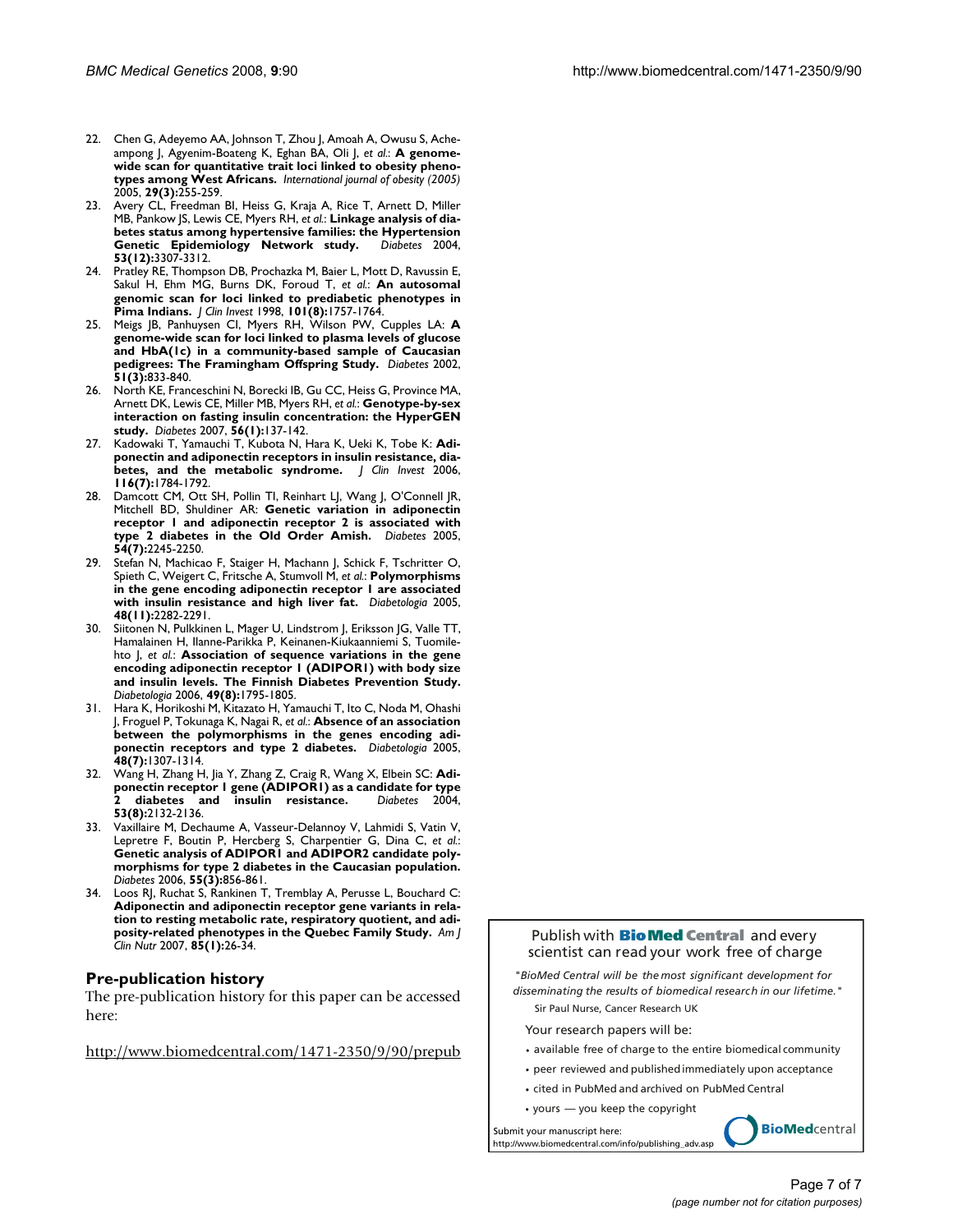22. Chen G, Adeyemo AA, Johnson T, Zhou J, Amoah A, Owusu S, Acheampong J, Agyenim-Boateng K, Eghan BA, Oli J, *et al.*: **A genome-wide scan for quantitative trait loci linked to obesity phenotypes among West Africans.** *International journal of obesity (2005)* 2005, **29(3):**255-259.
23. Avery CL, Freedman BI, Heiss G, Kraja A, Rice T, Arnett D, Miller MB, Pankow JS, Lewis CE, Myers RH, *et al.*: **Linkage analysis of diabetes status among hypertensive families: the Hypertension Genetic Epidemiology Network study.** *Diabetes* 2004, **53(12):**3307-3312.
24. Pratley RE, Thompson DB, Prochazka M, Baier L, Mott D, Ravussin E, Sakul H, Ehm MG, Burns DK, Foroud T, *et al.*: **An autosomal genomic scan for loci linked to prediabetic phenotypes in Pima Indians.** *J Clin Invest* 1998, **101(8):**1757-1764.
25. Meigs JB, Panhuysen CI, Myers RH, Wilson PW, Cupples LA: **A genome-wide scan for loci linked to plasma levels of glucose and HbA(1c) in a community-based sample of Caucasian pedigrees: The Framingham Offspring Study.** *Diabetes* 2002, **51(3):**833-840.
26. North KE, Franceschini N, Borecki IB, Gu CC, Heiss G, Province MA, Arnett DK, Lewis CE, Miller MB, Myers RH, *et al.*: **Genotype-by-sex interaction on fasting insulin concentration: the HyperGEN study.** *Diabetes* 2007, **56(1):**137-142.
27. Kadowaki T, Yamauchi T, Kubota N, Hara K, Ueki K, Tobe K: **Adiponectin and adiponectin receptors in insulin resistance, diabetes, and the metabolic syndrome.** *J Clin Invest* 2006, **116(7):**1784-1792.
28. Damcott CM, Ott SH, Pollin TI, Reinhart LJ, Wang J, O'Connell JR, Mitchell BD, Shuldiner AR: **Genetic variation in adiponectin receptor 1 and adiponectin receptor 2 is associated with type 2 diabetes in the Old Order Amish.** *Diabetes* 2005, **54(7):**2245-2250.
29. Stefan N, Machicao F, Staiger H, Machann J, Schick F, Tschritter O, Spieth C, Weigert C, Fritsche A, Stumvoll M, *et al.*: **Polymorphisms in the gene encoding adiponectin receptor 1 are associated with insulin resistance and high liver fat.** *Diabetologia* 2005, **48(11):**2282-2291.
30. Siitonen N, Pulkkinen L, Mager U, Lindstrom J, Eriksson JG, Valle TT, Hamalainen H, Ilanne-Parikka P, Keinanen-Kiukaanniemi S, Tuomilehto J, *et al.*: **Association of sequence variations in the gene encoding adiponectin receptor 1 (ADIPOR1) with body size and insulin levels. The Finnish Diabetes Prevention Study.** *Diabetologia* 2006, **49(8):**1795-1805.
31. Hara K, Horikoshi M, Kitazato H, Yamauchi T, Ito C, Noda M, Ohashi J, Froguel P, Tokunaga K, Nagai R, *et al.*: **Absence of an association between the polymorphisms in the genes encoding adiponectin receptors and type 2 diabetes.** *Diabetologia* 2005, **48(7):**1307-1314.
32. Wang H, Zhang H, Jia Y, Zhang Z, Craig R, Wang X, Elbein SC: **Adiponectin receptor 1 gene (ADIPOR1) as a candidate for type 2 diabetes and insulin resistance.** *Diabetes* 2004, **53(8):**2132-2136.
33. Vaxillaire M, Dechaume A, Vasseur-Delannoy V, Lahmidi S, Vatin V, Lepretre F, Boutin P, Hercberg S, Charpentier G, Dina C, *et al.*: **Genetic analysis of ADIPOR1 and ADIPOR2 candidate polymorphisms for type 2 diabetes in the Caucasian population.** *Diabetes* 2006, **55(3):**856-861.
34. Loos RJ, Ruchat S, Rankinen T, Tremblay A, Perusse L, Bouchard C: **Adiponectin and adiponectin receptor gene variants in relation to resting metabolic rate, respiratory quotient, and adiposity-related phenotypes in the Quebec Family Study.** *Am J Clin Nutr* 2007, **85(1):**26-34.

## Pre-publication history

The pre-publication history for this paper can be accessed here:

http://www.biomedcentral.com/1471-2350/9/90/prepub

Publish with **BioMed Central** and every scientist can read your work free of charge

*"BioMed Central will be the most significant development for disseminating the results of biomedical research in our lifetime."*
Sir Paul Nurse, Cancer Research UK

Your research papers will be:

- available free of charge to the entire biomedical community
- peer reviewed and published immediately upon acceptance
- cited in PubMed and archived on PubMed Central
- yours — you keep the copyright

Submit your manuscript here:
http://www.biomedcentral.com/info/publishing_adv.asp

**BioMed**central